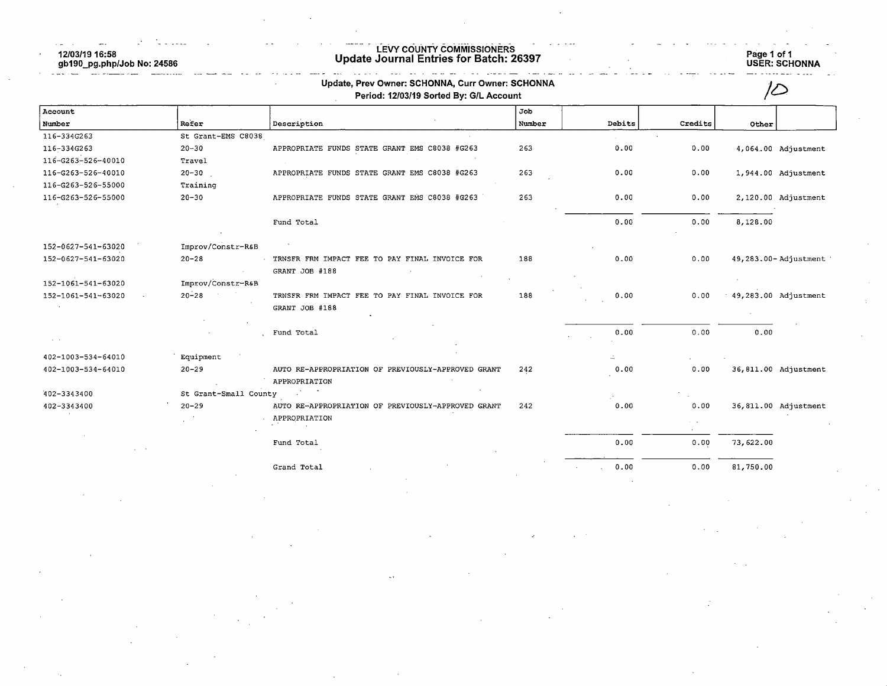12/03/19 16:58
gb190_pg.php/Job No: 24586

# LEVY COUNTY COMMISSIONERS
## Update Journal Entries for Batch: 26397

USER: SCHONNA

**Update, Prev Owner: SCHONNA, Curr Owner: SCHONNA**
**Period: 12/03/19 Sorted By: G/L Account**

10

| Account Number | Refer | Description | Job Number | Debits | Credits | Other | |
|---|---|---|---|---|---|---|---|
| 116-334G263 | St Grant-EMS C8038 | | | | | | |
| 116-334G263 | 20-30 | APPROPRIATE FUNDS STATE GRANT EMS C8038 #G263 | 263 | 0.00 | 0.00 | 4,064.00 | Adjustment |
| 116-G263-526-40010 | Travel | | | | | | |
| 116-G263-526-40010 | 20-30 | APPROPRIATE FUNDS STATE GRANT EMS C8038 #G263 | 263 | 0.00 | 0.00 | 1,944.00 | Adjustment |
| 116-G263-526-55000 | Training | | | | | | |
| 116-G263-526-55000 | 20-30 | APPROPRIATE FUNDS STATE GRANT EMS C8038 #G263 | 263 | 0.00 | 0.00 | 2,120.00 | Adjustment |
| | | Fund Total | | 0.00 | 0.00 | 8,128.00 | |
| 152-0627-541-63020 | Improv/Constr-R&B | | | | | | |
| 152-0627-541-63020 | 20-28 | TRNSFR FRM IMPACT FEE TO PAY FINAL INVOICE FOR GRANT JOB #188 | 188 | 0.00 | 0.00 | 49,283.00- | Adjustment |
| 152-1061-541-63020 | Improv/Constr-R&B | | | | | | |
| 152-1061-541-63020 | 20-28 | TRNSFR FRM IMPACT FEE TO PAY FINAL INVOICE FOR GRANT JOB #188 | 188 | 0.00 | 0.00 | 49,283.00 | Adjustment |
| | | Fund Total | | 0.00 | 0.00 | 0.00 | |
| 402-1003-534-64010 | Equipment | | | | | | |
| 402-1003-534-64010 | 20-29 | AUTO RE-APPROPRIATION OF PREVIOUSLY-APPROVED GRANT APPROPRIATION | 242 | 0.00 | 0.00 | 36,811.00 | Adjustment |
| 402-3343400 | St Grant-Small County | | | | | | |
| 402-3343400 | 20-29 | AUTO RE-APPROPRIATION OF PREVIOUSLY-APPROVED GRANT APPROPRIATION | 242 | 0.00 | 0.00 | 36,811.00 | Adjustment |
| | | Fund Total | | 0.00 | 0.00 | 73,622.00 | |
| | | Grand Total | | 0.00 | 0.00 | 81,750.00 | |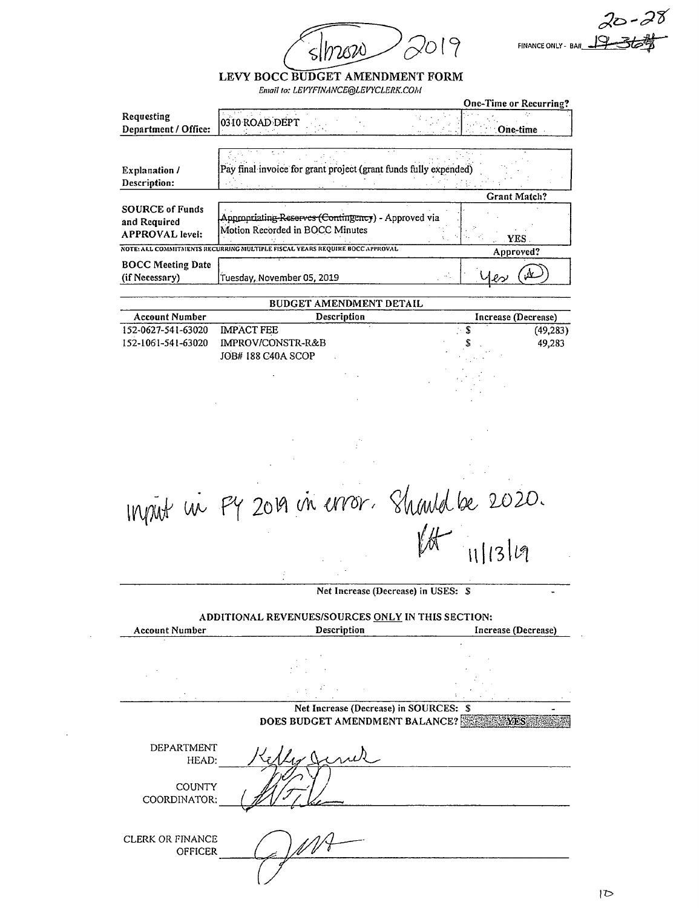5/12020 2019

20-28

FINANCE ONLY - BA# ~~19-36?~~

# LEVY BOCC BUDGET AMENDMENT FORM

*Email to: LEVYFINANCE@LEVYCLERK.COM*

| | | One-Time or Recurring? |
|---|---|---|
| Requesting Department / Office: | 0310 ROAD DEPT | One-time |
| Explanation / Description: | Pay final invoice for grant project (grant funds fully expended) | |
| | | Grant Match? |
| SOURCE of Funds and Required APPROVAL level: | ~~Appropriating Reserves (Contingency)~~ - Approved via Motion Recorded in BOCC Minutes | YES |
| NOTE: ALL COMMITMENTS RECURRING MULTIPLE FISCAL YEARS REQUIRE BOCC APPROVAL | | Approved? |
| BOCC Meeting Date (if Necessary) | Tuesday, November 05, 2019 | Yes |

## BUDGET AMENDMENT DETAIL

| Account Number | Description | Increase (Decrease) |
|---|---|---|
| 152-0627-541-63020 | IMPACT FEE | $ (49,283) |
| 152-1061-541-63020 | IMPROV/CONSTR-R&B | $ 49,283 |
| | JOB# 188 C40A SCOP | |

Input in FY 2019 in error. Should be 2020.
11/13/19

Net Increase (Decrease) in USES: $ -

## ADDITIONAL REVENUES/SOURCES ONLY IN THIS SECTION:

| Account Number | Description | Increase (Decrease) |
|---|---|---|
| | | |

Net Increase (Decrease) in SOURCES: $ -

DOES BUDGET AMENDMENT BALANCE? YES

DEPARTMENT HEAD: Kelly Jenck

COUNTY COORDINATOR: 

CLERK OR FINANCE OFFICER: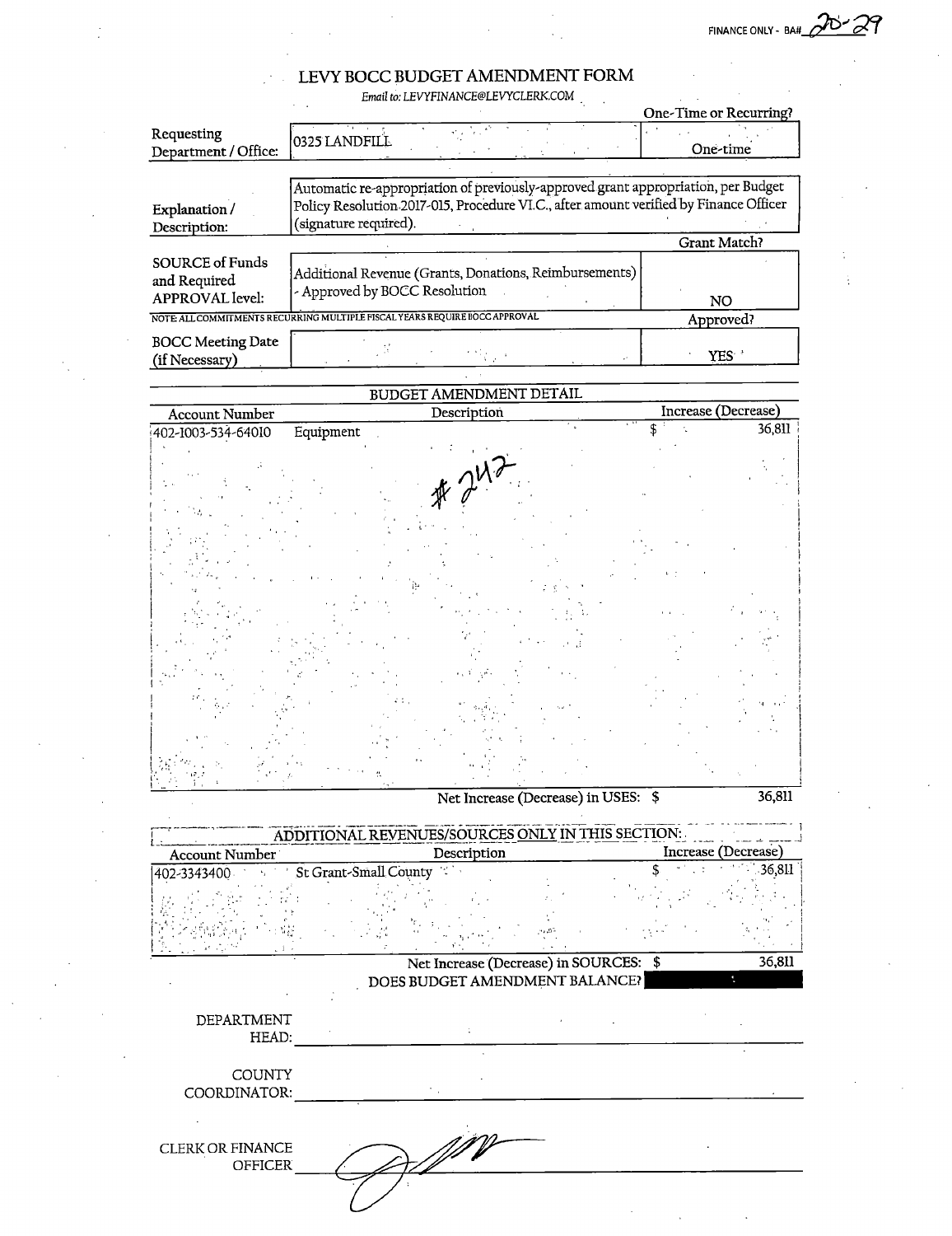FINANCE ONLY - BA# 20-29

# LEVY BOCC BUDGET AMENDMENT FORM

*Email to: LEVYFINANCE@LEVYCLERK.COM*

| | | One-Time or Recurring? |
|---|---|---|
| Requesting Department / Office: | 0325 LANDFILL | One-time |
| Explanation / Description: | Automatic re-appropriation of previously-approved grant appropriation, per Budget Policy Resolution 2017-015, Procedure VI.C., after amount verified by Finance Officer (signature required). | |
| | | Grant Match? |
| SOURCE of Funds and Required APPROVAL level: | Additional Revenue (Grants, Donations, Reimbursements) - Approved by BOCC Resolution | NO |

NOTE: ALL COMMITMENTS RECURRING MULTIPLE FISCAL YEARS REQUIRE BOCC APPROVAL

| | | Approved? |
|---|---|---|
| BOCC Meeting Date (if Necessary) | | YES |

## BUDGET AMENDMENT DETAIL

| Account Number | Description | Increase (Decrease) |
|---|---|---|
| 402-1003-534-64010 | Equipment | $ 36,811 |

#242

Net Increase (Decrease) in USES: $ 36,811

## ADDITIONAL REVENUES/SOURCES ONLY IN THIS SECTION:

| Account Number | Description | Increase (Decrease) |
|---|---|---|
| 402-3343400 | St Grant-Small County | $ 36,811 |

Net Increase (Decrease) in SOURCES: $ 36,811

DOES BUDGET AMENDMENT BALANCE?

DEPARTMENT HEAD: ______________________

COUNTY COORDINATOR: ______________________

CLERK OR FINANCE OFFICER: [signature]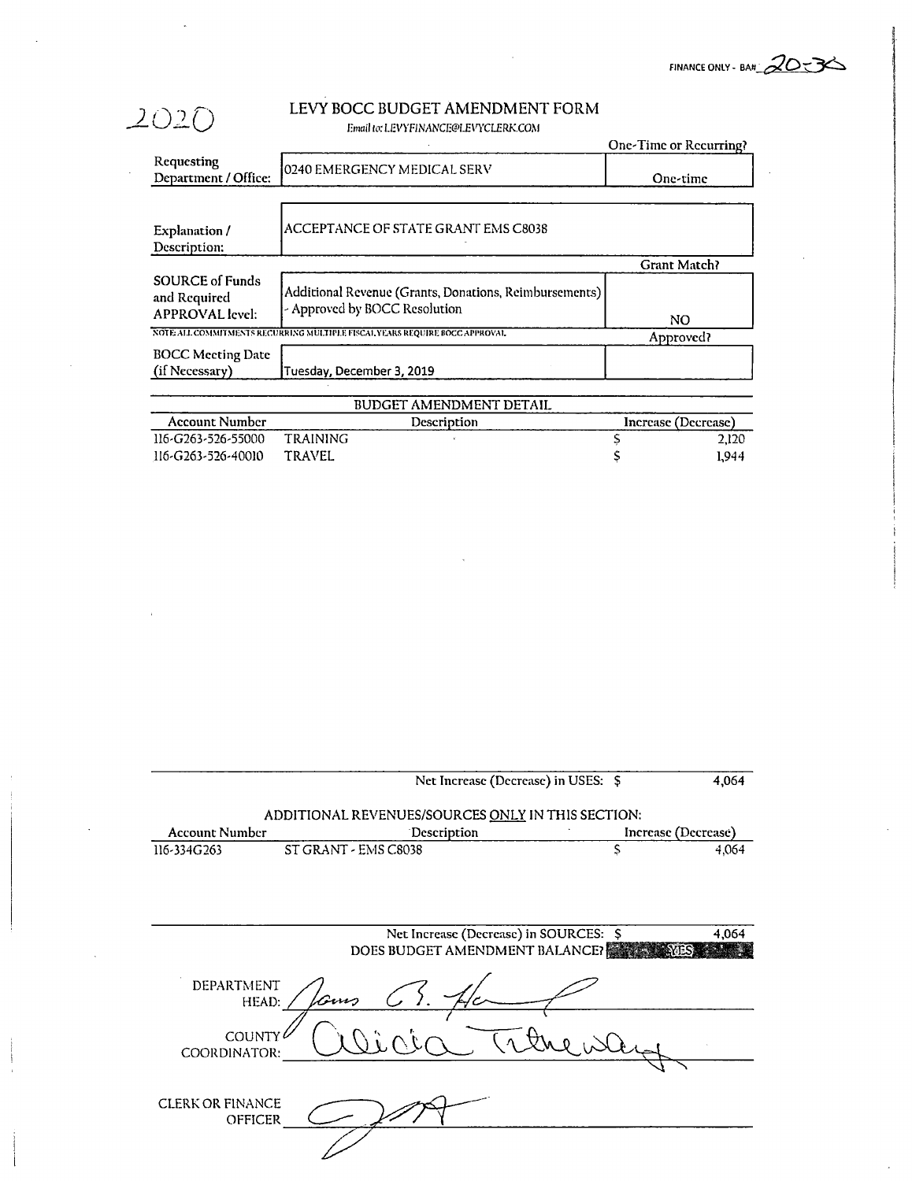FINANCE ONLY - BA# 20-36

2020

# LEVY BOCC BUDGET AMENDMENT FORM

*Email to: LEVYFINANCE@LEVYCLERK.COM*

| | | One-Time or Recurring? |
|---|---|---|
| Requesting Department / Office: | 0240 EMERGENCY MEDICAL SERV | One-time |
| Explanation / Description: | ACCEPTANCE OF STATE GRANT EMS C8038 | |
| | | Grant Match? |
| SOURCE of Funds and Required APPROVAL level: | Additional Revenue (Grants, Donations, Reimbursements) - Approved by BOCC Resolution | NO |
| NOTE: ALL COMMITMENTS RECURRING MULTIPLE FISCAL YEARS REQUIRE BOCC APPROVAL. | | Approved? |
| BOCC Meeting Date (if Necessary) | Tuesday, December 3, 2019 | |

## BUDGET AMENDMENT DETAIL

| Account Number | Description | Increase (Decrease) |
|---|---|---|
| 116-G263-526-55000 | TRAINING | $ 2,120 |
| 116-G263-526-40010 | TRAVEL | $ 1,944 |

Net Increase (Decrease) in USES: $ 4,064

## ADDITIONAL REVENUES/SOURCES ONLY IN THIS SECTION:

| Account Number | Description | Increase (Decrease) |
|---|---|---|
| 116-334G263 | ST GRANT - EMS C8038 | $ 4,064 |

Net Increase (Decrease) in SOURCES: $ 4,064

DOES BUDGET AMENDMENT BALANCE? YES

DEPARTMENT HEAD: James G. Hall

COUNTY COORDINATOR: Alicia Tretheway

CLERK OR FINANCE OFFICER: [signature]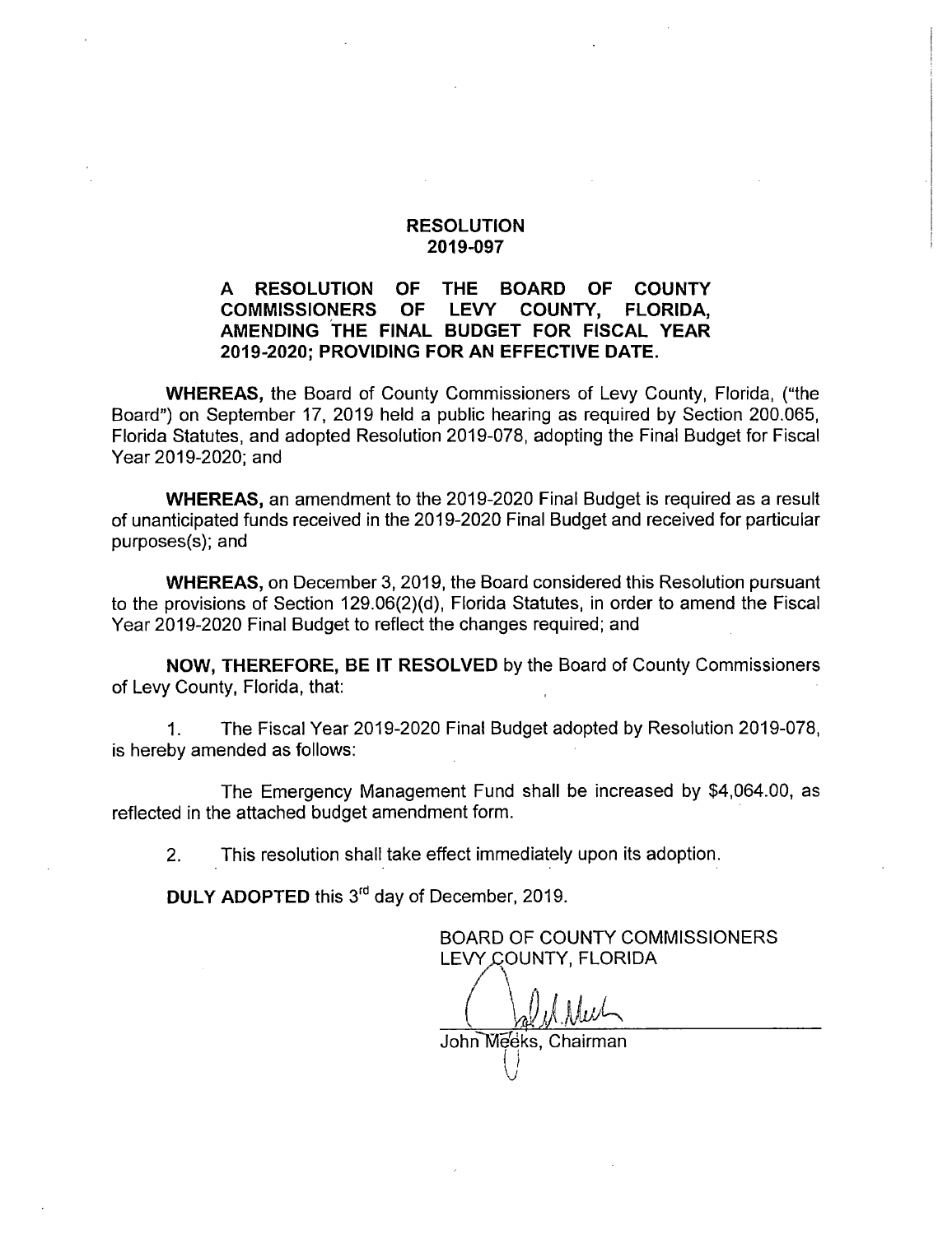# RESOLUTION
# 2019-097

**A RESOLUTION OF THE BOARD OF COUNTY COMMISSIONERS OF LEVY COUNTY, FLORIDA, AMENDING THE FINAL BUDGET FOR FISCAL YEAR 2019-2020; PROVIDING FOR AN EFFECTIVE DATE.**

**WHEREAS,** the Board of County Commissioners of Levy County, Florida, ("the Board") on September 17, 2019 held a public hearing as required by Section 200.065, Florida Statutes, and adopted Resolution 2019-078, adopting the Final Budget for Fiscal Year 2019-2020; and

**WHEREAS,** an amendment to the 2019-2020 Final Budget is required as a result of unanticipated funds received in the 2019-2020 Final Budget and received for particular purposes(s); and

**WHEREAS,** on December 3, 2019, the Board considered this Resolution pursuant to the provisions of Section 129.06(2)(d), Florida Statutes, in order to amend the Fiscal Year 2019-2020 Final Budget to reflect the changes required; and

**NOW, THEREFORE, BE IT RESOLVED** by the Board of County Commissioners of Levy County, Florida, that:

1. The Fiscal Year 2019-2020 Final Budget adopted by Resolution 2019-078, is hereby amended as follows:

   The Emergency Management Fund shall be increased by $4,064.00, as reflected in the attached budget amendment form.

2. This resolution shall take effect immediately upon its adoption.

**DULY ADOPTED** this 3rd day of December, 2019.

BOARD OF COUNTY COMMISSIONERS
LEVY COUNTY, FLORIDA

John Meeks, Chairman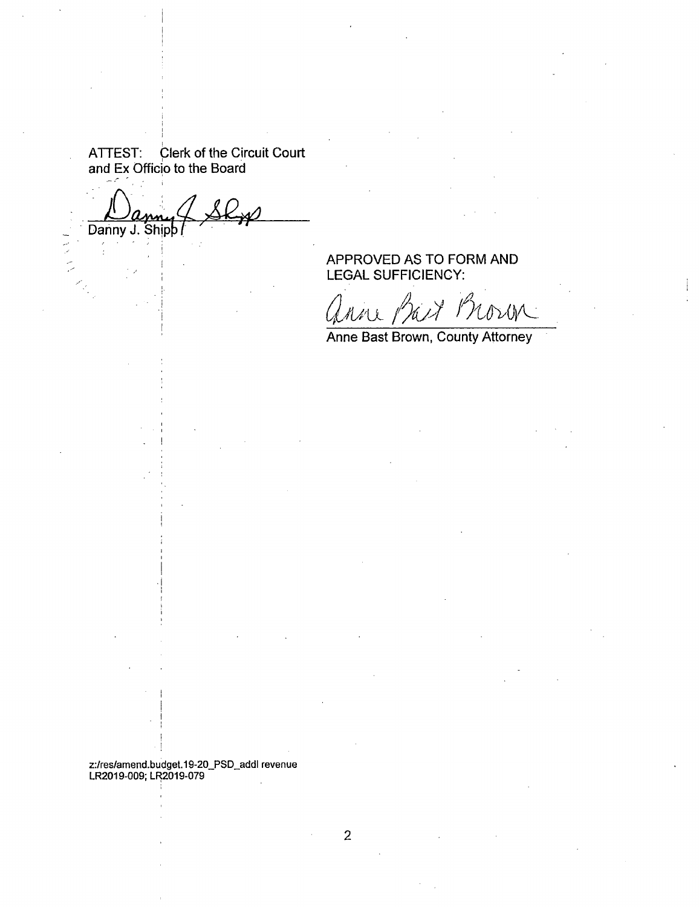ATTEST: Clerk of the Circuit Court
and Ex Officio to the Board

Danny J. Shipp

APPROVED AS TO FORM AND
LEGAL SUFFICIENCY:

Anne Bast Brown, County Attorney

z:/res/amend.budget.19-20_PSD_addl revenue
LR2019-009; LR2019-079